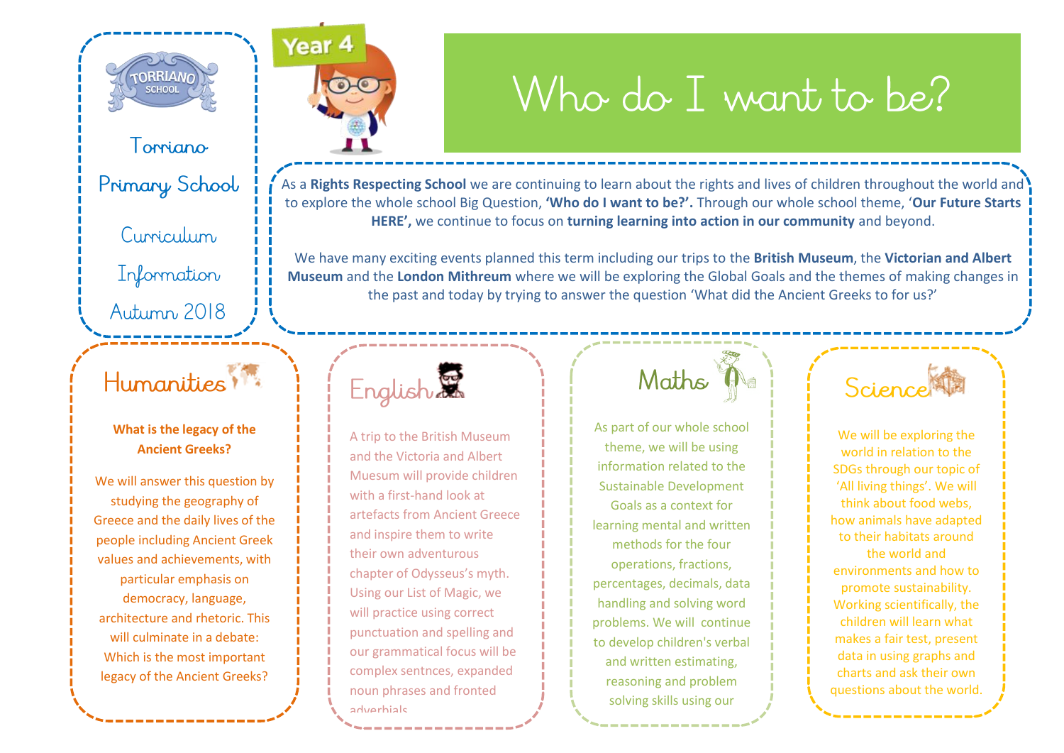Torriano Primary School

Curriculum Information

Autumn 2018

Year 4

# Who do I want to be?

As a **Rights Respecting School** we are continuing to learn about the rights and lives of children throughout the world and to explore the whole school Big Question, **'Who do I want to be?'.** Through our whole school theme, '**Our Future Starts HERE',** we continue to focus on **turning learning into action in our community** and beyond.

We have many exciting events planned this term including our trips to the **British Museum**, the **Victorian and Albert Museum** and the **London Mithreum** where we will be exploring the Global Goals and the themes of making changes in the past and today by trying to answer the question 'What did the Ancient Greeks to for us?'

## Humanities

**What is the legacy of the Ancient Greeks?**

We will answer this question by studying the geography of Greece and the daily lives of the people including Ancient Greek values and achievements, with particular emphasis on democracy, language, architecture and rhetoric. This will culminate in a debate: Which is the most important legacy of the Ancient Greeks?

## English

A trip to the British Museum and the Victoria and Albert Muesum will provide children with a first-hand look at artefacts from Ancient Greece and inspire them to write their own adventurous chapter of Odysseus's myth. Using our List of Magic, we will practice using correct punctuation and spelling and our grammatical focus will be complex sentnces, expanded noun phrases and fronted adverbials.

## Maths

As part of our whole school theme, we will be using information related to the Sustainable Development Goals as a context for learning mental and written methods for the four operations, fractions, percentages, decimals, data handling and solving word problems. We will continue to develop children's verbal and written estimating, reasoning and problem solving skills using our

## Science

We will be exploring the world in relation to the SDGs through our topic of 'All living things'. We will think about food webs, how animals have adapted to their habitats around the world and environments and how to promote sustainability. Working scientifically, the children will learn what makes a fair test, present data in using graphs and charts and ask their own questions about the world.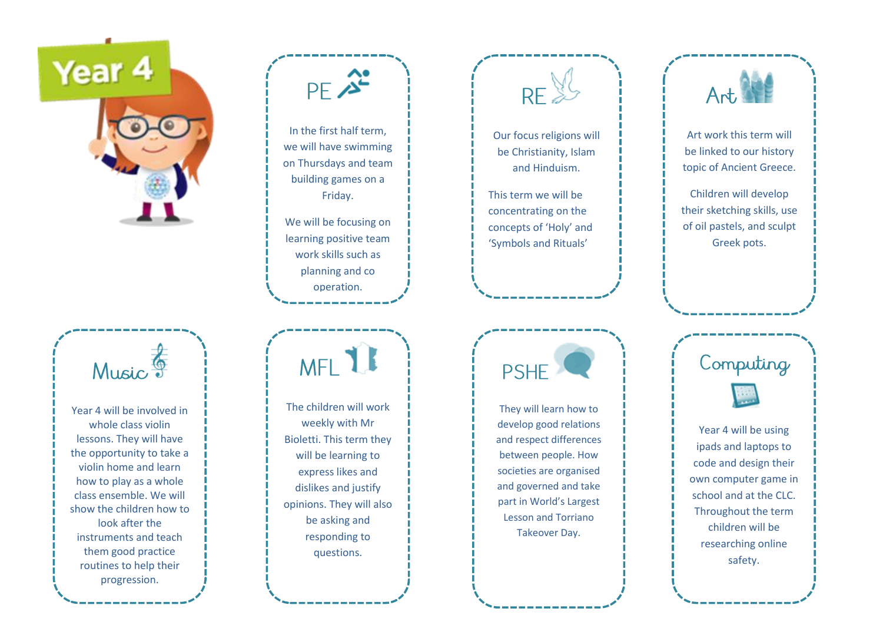# Year 4

## PE

In the first half term, we will have swimming on Thursdays and team building games on a Friday.

We will be focusing on learning positive team work skills such as planning and co operation.

## RE

Our focus religions will be Christianity, Islam and Hinduism.

This term we will be concentrating on the concepts of 'Holy' and 'Symbols and Rituals'

## Art

Art work this term will be linked to our history topic of Ancient Greece.

Children will develop their sketching skills, use of oil pastels, and sculpt Greek pots.

## Music

Year 4 will be involved in whole class violin lessons. They will have the opportunity to take a violin home and learn how to play as a whole class ensemble. We will show the children how to look after the instruments and teach them good practice routines to help their progression.

## MFL

The children will work weekly with Mr Bioletti. This term they will be learning to express likes and dislikes and justify opinions. They will also be asking and responding to questions.

## PSHE

They will learn how to develop good relations and respect differences between people. How societies are organised and governed and take part in World's Largest Lesson and Torriano Takeover Day.

## Computing

Year 4 will be using ipads and laptops to code and design their own computer game in school and at the CLC. Throughout the term children will be researching online safety.